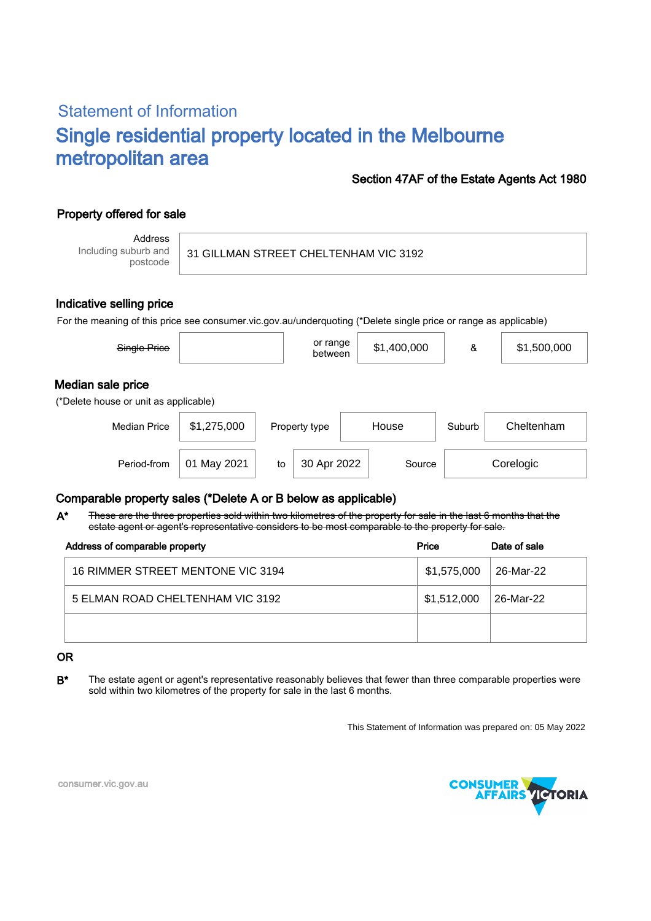## Statement of Information

# Single residential property located in the Melbourne metropolitan area

**Section 47AF of the Estate Agents Act 1980**

### Property offered for sale

| Address Including suburb and postcode | 31 GILLMAN STREET CHELTENHAM VIC 3192 |
|---|---|

### Indicative selling price

For the meaning of this price see consumer.vic.gov.au/underquoting (*Delete single price or range as applicable)

| ~~Single Price~~ | | or range between | $1,400,000 | & | $1,500,000 |
|---|---|---|---|---|---|

### Median sale price

(*Delete house or unit as applicable)

| Median Price | $1,275,000 | Property type | House | Suburb | Cheltenham |
|---|---|---|---|---|---|
| Period-from | 01 May 2021 | to | 30 Apr 2022 | Source | Corelogic |

### Comparable property sales (*Delete A or B below as applicable)

**A*** ~~These are the three properties sold within two kilometres of the property for sale in the last 6 months that the estate agent or agent's representative considers to be most comparable to the property for sale.~~

| Address of comparable property | Price | Date of sale |
|---|---|---|
| 16 RIMMER STREET MENTONE VIC 3194 | $1,575,000 | 26-Mar-22 |
| 5 ELMAN ROAD CHELTENHAM VIC 3192 | $1,512,000 | 26-Mar-22 |
| | | |

**OR**

**B*** The estate agent or agent's representative reasonably believes that fewer than three comparable properties were sold within two kilometres of the property for sale in the last 6 months.

This Statement of Information was prepared on: 05 May 2022

consumer.vic.gov.au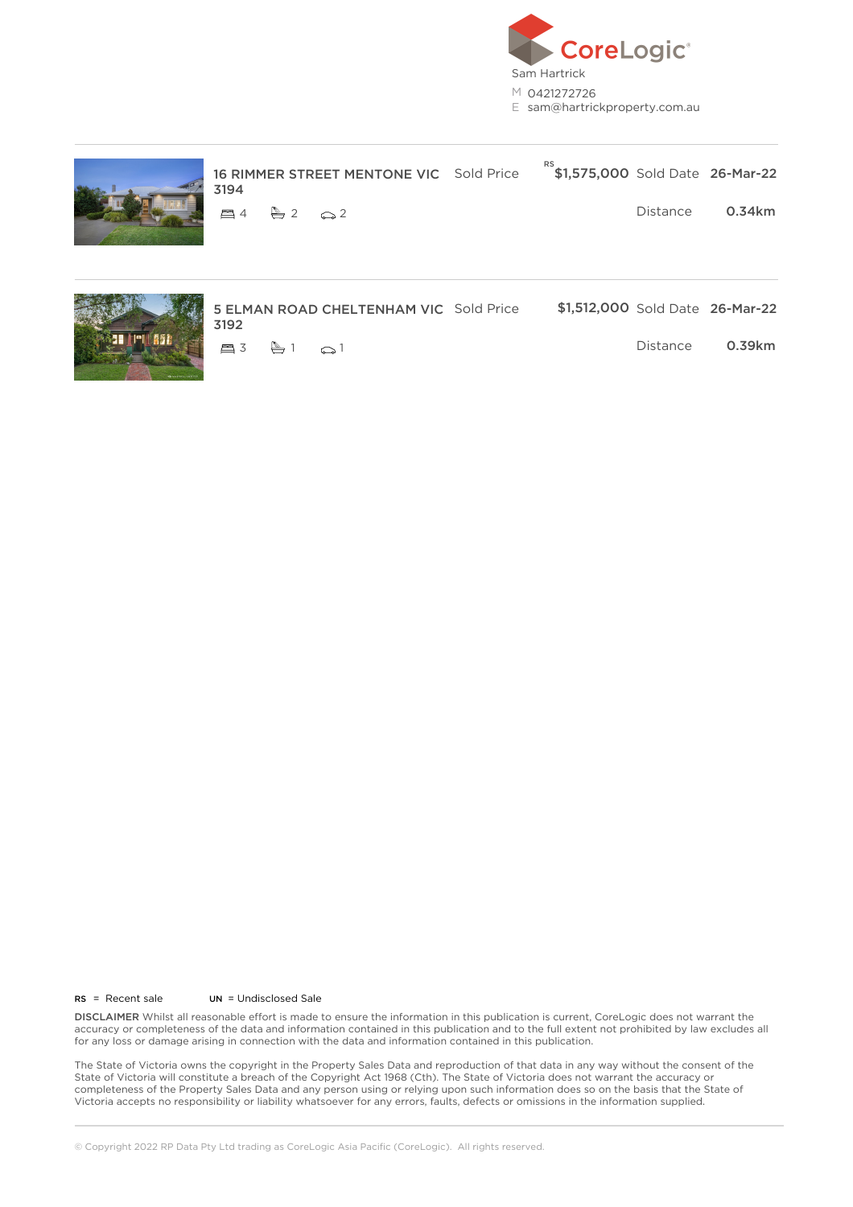CoreLogic

Sam Hartrick

M 0421272726

E sam@hartrickproperty.com.au

**16 RIMMER STREET MENTONE VIC 3194**

4 bed | 2 bath | 2 car

Sold Price: RS $1,575,000 | Sold Date: 26-Mar-22 | Distance: 0.34km

**5 ELMAN ROAD CHELTENHAM VIC 3192**

3 bed | 1 bath | 1 car

Sold Price: $1,512,000 | Sold Date: 26-Mar-22 | Distance: 0.39km

**RS** = Recent sale **UN** = Undisclosed Sale

**DISCLAIMER** Whilst all reasonable effort is made to ensure the information in this publication is current, CoreLogic does not warrant the accuracy or completeness of the data and information contained in this publication and to the full extent not prohibited by law excludes all for any loss or damage arising in connection with the data and information contained in this publication.

The State of Victoria owns the copyright in the Property Sales Data and reproduction of that data in any way without the consent of the State of Victoria will constitute a breach of the Copyright Act 1968 (Cth). The State of Victoria does not warrant the accuracy or completeness of the Property Sales Data and any person using or relying upon such information does so on the basis that the State of Victoria accepts no responsibility or liability whatsoever for any errors, faults, defects or omissions in the information supplied.

© Copyright 2022 RP Data Pty Ltd trading as CoreLogic Asia Pacific (CoreLogic). All rights reserved.